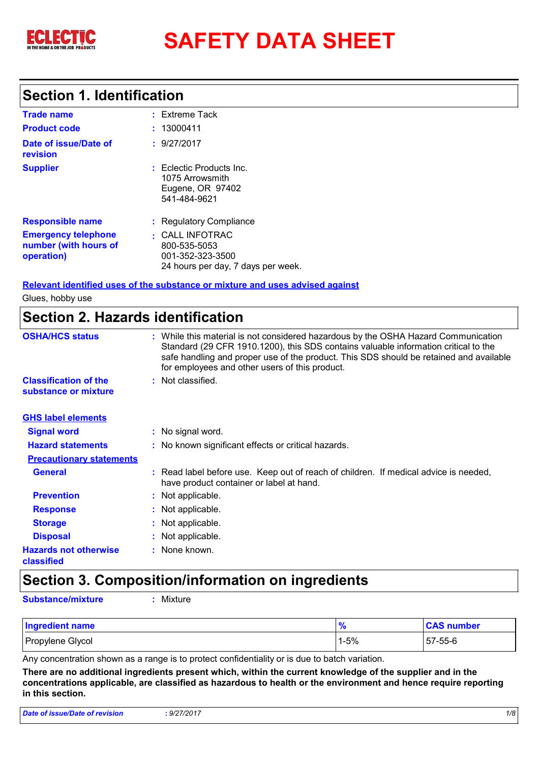# SAFETY DATA SHEET

## Section 1. Identification

| | | |
|---|---|---|
| **Trade name** | : | Extreme Tack |
| **Product code** | : | 13000411 |
| **Date of issue/Date of revision** | : | 9/27/2017 |
| **Supplier** | : | Eclectic Products Inc.<br>1075 Arrowsmith<br>Eugene, OR 97402<br>541-484-9621 |
| **Responsible name** | : | Regulatory Compliance |
| **Emergency telephone number (with hours of operation)** | : | CALL INFOTRAC<br>800-535-5053<br>001-352-323-3500<br>24 hours per day, 7 days per week. |

**Relevant identified uses of the substance or mixture and uses advised against**

Glues, hobby use

## Section 2. Hazards identification

| | | |
|---|---|---|
| **OSHA/HCS status** | : | While this material is not considered hazardous by the OSHA Hazard Communication Standard (29 CFR 1910.1200), this SDS contains valuable information critical to the safe handling and proper use of the product. This SDS should be retained and available for employees and other users of this product. |
| **Classification of the substance or mixture** | : | Not classified. |

**GHS label elements**

| | | |
|---|---|---|
| **Signal word** | : | No signal word. |
| **Hazard statements** | : | No known significant effects or critical hazards. |

**Precautionary statements**

| | | |
|---|---|---|
| **General** | : | Read label before use. Keep out of reach of children. If medical advice is needed, have product container or label at hand. |
| **Prevention** | : | Not applicable. |
| **Response** | : | Not applicable. |
| **Storage** | : | Not applicable. |
| **Disposal** | : | Not applicable. |
| **Hazards not otherwise classified** | : | None known. |

## Section 3. Composition/information on ingredients

**Substance/mixture** : Mixture

| Ingredient name | % | CAS number |
|---|---|---|
| Propylene Glycol | 1-5% | 57-55-6 |

Any concentration shown as a range is to protect confidentiality or is due to batch variation.

**There are no additional ingredients present which, within the current knowledge of the supplier and in the concentrations applicable, are classified as hazardous to health or the environment and hence require reporting in this section.**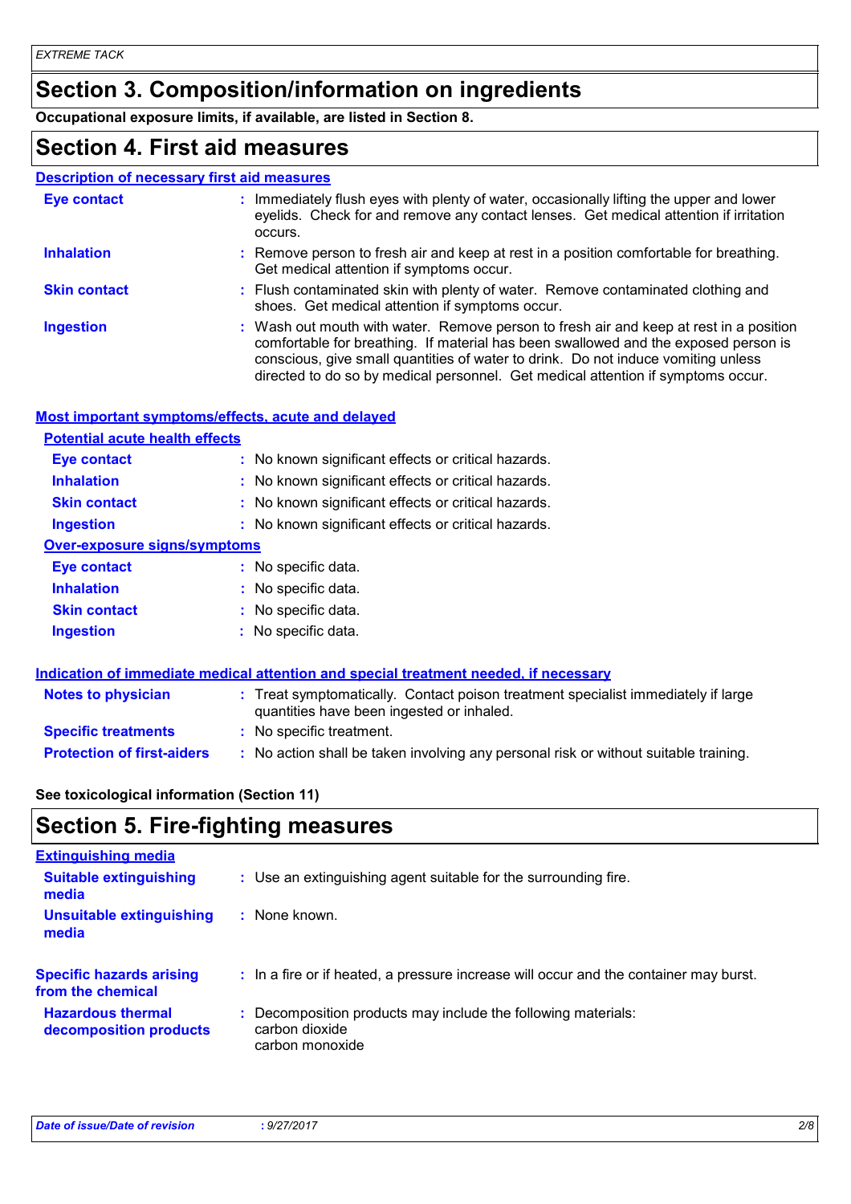## Section 3. Composition/information on ingredients

**Occupational exposure limits, if available, are listed in Section 8.**

## Section 4. First aid measures

### Description of necessary first aid measures

| | |
|---|---|
| **Eye contact** | Immediately flush eyes with plenty of water, occasionally lifting the upper and lower eyelids. Check for and remove any contact lenses. Get medical attention if irritation occurs. |
| **Inhalation** | Remove person to fresh air and keep at rest in a position comfortable for breathing. Get medical attention if symptoms occur. |
| **Skin contact** | Flush contaminated skin with plenty of water. Remove contaminated clothing and shoes. Get medical attention if symptoms occur. |
| **Ingestion** | Wash out mouth with water. Remove person to fresh air and keep at rest in a position comfortable for breathing. If material has been swallowed and the exposed person is conscious, give small quantities of water to drink. Do not induce vomiting unless directed to do so by medical personnel. Get medical attention if symptoms occur. |

### Most important symptoms/effects, acute and delayed

**Potential acute health effects**

| | |
|---|---|
| **Eye contact** | No known significant effects or critical hazards. |
| **Inhalation** | No known significant effects or critical hazards. |
| **Skin contact** | No known significant effects or critical hazards. |
| **Ingestion** | No known significant effects or critical hazards. |

**Over-exposure signs/symptoms**

| | |
|---|---|
| **Eye contact** | No specific data. |
| **Inhalation** | No specific data. |
| **Skin contact** | No specific data. |
| **Ingestion** | No specific data. |

### Indication of immediate medical attention and special treatment needed, if necessary

| | |
|---|---|
| **Notes to physician** | Treat symptomatically. Contact poison treatment specialist immediately if large quantities have been ingested or inhaled. |
| **Specific treatments** | No specific treatment. |
| **Protection of first-aiders** | No action shall be taken involving any personal risk or without suitable training. |

**See toxicological information (Section 11)**

## Section 5. Fire-fighting measures

### Extinguishing media

| | |
|---|---|
| **Suitable extinguishing media** | Use an extinguishing agent suitable for the surrounding fire. |
| **Unsuitable extinguishing media** | None known. |
| **Specific hazards arising from the chemical** | In a fire or if heated, a pressure increase will occur and the container may burst. |
| **Hazardous thermal decomposition products** | Decomposition products may include the following materials:<br>carbon dioxide<br>carbon monoxide |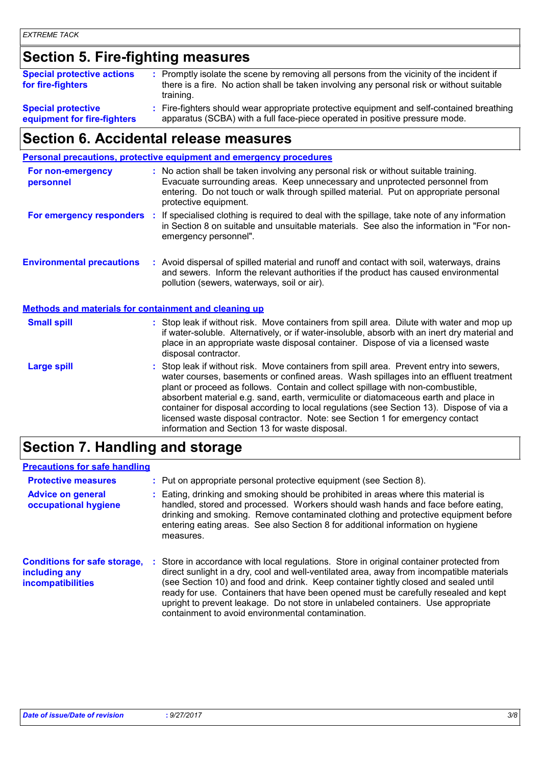## Section 5. Fire-fighting measures

**Special protective actions for fire-fighters** : Promptly isolate the scene by removing all persons from the vicinity of the incident if there is a fire. No action shall be taken involving any personal risk or without suitable training.

**Special protective equipment for fire-fighters** : Fire-fighters should wear appropriate protective equipment and self-contained breathing apparatus (SCBA) with a full face-piece operated in positive pressure mode.

## Section 6. Accidental release measures

### Personal precautions, protective equipment and emergency procedures

**For non-emergency personnel** : No action shall be taken involving any personal risk or without suitable training. Evacuate surrounding areas. Keep unnecessary and unprotected personnel from entering. Do not touch or walk through spilled material. Put on appropriate personal protective equipment.

**For emergency responders** : If specialised clothing is required to deal with the spillage, take note of any information in Section 8 on suitable and unsuitable materials. See also the information in "For non-emergency personnel".

**Environmental precautions** : Avoid dispersal of spilled material and runoff and contact with soil, waterways, drains and sewers. Inform the relevant authorities if the product has caused environmental pollution (sewers, waterways, soil or air).

### Methods and materials for containment and cleaning up

**Small spill** : Stop leak if without risk. Move containers from spill area. Dilute with water and mop up if water-soluble. Alternatively, or if water-insoluble, absorb with an inert dry material and place in an appropriate waste disposal container. Dispose of via a licensed waste disposal contractor.

**Large spill** : Stop leak if without risk. Move containers from spill area. Prevent entry into sewers, water courses, basements or confined areas. Wash spillages into an effluent treatment plant or proceed as follows. Contain and collect spillage with non-combustible, absorbent material e.g. sand, earth, vermiculite or diatomaceous earth and place in container for disposal according to local regulations (see Section 13). Dispose of via a licensed waste disposal contractor. Note: see Section 1 for emergency contact information and Section 13 for waste disposal.

## Section 7. Handling and storage

### Precautions for safe handling

**Protective measures** : Put on appropriate personal protective equipment (see Section 8).

**Advice on general occupational hygiene** : Eating, drinking and smoking should be prohibited in areas where this material is handled, stored and processed. Workers should wash hands and face before eating, drinking and smoking. Remove contaminated clothing and protective equipment before entering eating areas. See also Section 8 for additional information on hygiene measures.

**Conditions for safe storage, including any incompatibilities** : Store in accordance with local regulations. Store in original container protected from direct sunlight in a dry, cool and well-ventilated area, away from incompatible materials (see Section 10) and food and drink. Keep container tightly closed and sealed until ready for use. Containers that have been opened must be carefully resealed and kept upright to prevent leakage. Do not store in unlabeled containers. Use appropriate containment to avoid environmental contamination.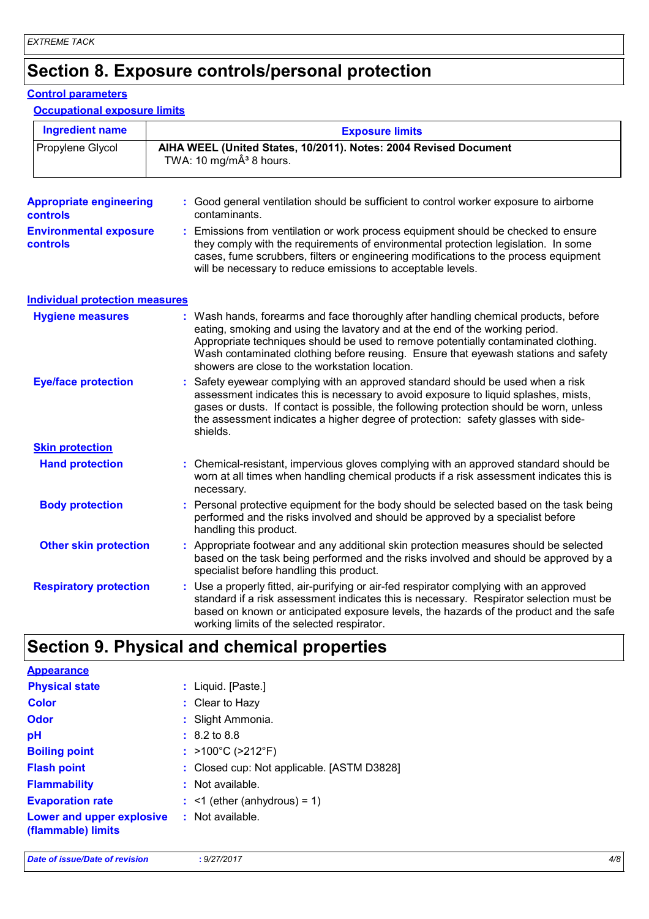# Section 8. Exposure controls/personal protection

## Control parameters

### Occupational exposure limits

| Ingredient name | Exposure limits |
|---|---|
| Propylene Glycol | **AIHA WEEL (United States, 10/2011). Notes: 2004 Revised Document** TWA: 10 mg/mÂ³ 8 hours. |

**Appropriate engineering controls** : Good general ventilation should be sufficient to control worker exposure to airborne contaminants.

**Environmental exposure controls** : Emissions from ventilation or work process equipment should be checked to ensure they comply with the requirements of environmental protection legislation. In some cases, fume scrubbers, filters or engineering modifications to the process equipment will be necessary to reduce emissions to acceptable levels.

## Individual protection measures

**Hygiene measures** : Wash hands, forearms and face thoroughly after handling chemical products, before eating, smoking and using the lavatory and at the end of the working period. Appropriate techniques should be used to remove potentially contaminated clothing. Wash contaminated clothing before reusing. Ensure that eyewash stations and safety showers are close to the workstation location.

**Eye/face protection** : Safety eyewear complying with an approved standard should be used when a risk assessment indicates this is necessary to avoid exposure to liquid splashes, mists, gases or dusts. If contact is possible, the following protection should be worn, unless the assessment indicates a higher degree of protection: safety glasses with side-shields.

### Skin protection

**Hand protection** : Chemical-resistant, impervious gloves complying with an approved standard should be worn at all times when handling chemical products if a risk assessment indicates this is necessary.

**Body protection** : Personal protective equipment for the body should be selected based on the task being performed and the risks involved and should be approved by a specialist before handling this product.

**Other skin protection** : Appropriate footwear and any additional skin protection measures should be selected based on the task being performed and the risks involved and should be approved by a specialist before handling this product.

**Respiratory protection** : Use a properly fitted, air-purifying or air-fed respirator complying with an approved standard if a risk assessment indicates this is necessary. Respirator selection must be based on known or anticipated exposure levels, the hazards of the product and the safe working limits of the selected respirator.

# Section 9. Physical and chemical properties

## Appearance

**Physical state** : Liquid. [Paste.]

**Color** : Clear to Hazy

**Odor** : Slight Ammonia.

**pH** : 8.2 to 8.8

**Boiling point** : >100°C (>212°F)

**Flash point** : Closed cup: Not applicable. [ASTM D3828]

**Flammability** : Not available.

**Evaporation rate** : <1 (ether (anhydrous) = 1)

**Lower and upper explosive (flammable) limits** : Not available.

*Date of issue/Date of revision* : 9/27/2017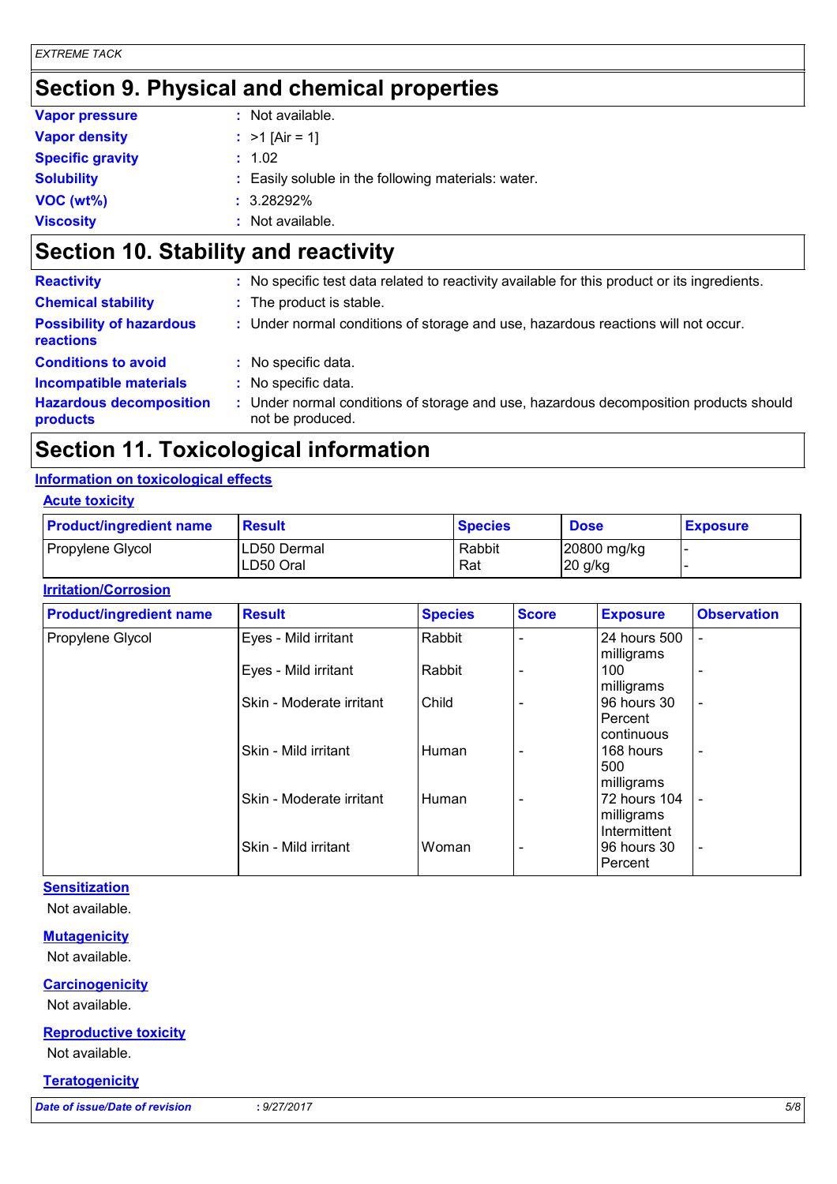## Section 9. Physical and chemical properties

**Vapor pressure** : Not available.

**Vapor density** : >1 [Air = 1]

**Specific gravity** : 1.02

**Solubility** : Easily soluble in the following materials: water.

**VOC (wt%)** : 3.28292%

**Viscosity** : Not available.

## Section 10. Stability and reactivity

**Reactivity** : No specific test data related to reactivity available for this product or its ingredients.

**Chemical stability** : The product is stable.

**Possibility of hazardous reactions** : Under normal conditions of storage and use, hazardous reactions will not occur.

**Conditions to avoid** : No specific data.

**Incompatible materials** : No specific data.

**Hazardous decomposition products** : Under normal conditions of storage and use, hazardous decomposition products should not be produced.

## Section 11. Toxicological information

### Information on toxicological effects

#### Acute toxicity

| Product/ingredient name | Result | Species | Dose | Exposure |
|---|---|---|---|---|
| Propylene Glycol | LD50 Dermal | Rabbit | 20800 mg/kg | - |
| | LD50 Oral | Rat | 20 g/kg | - |

#### Irritation/Corrosion

| Product/ingredient name | Result | Species | Score | Exposure | Observation |
|---|---|---|---|---|---|
| Propylene Glycol | Eyes - Mild irritant | Rabbit | - | 24 hours 500 milligrams | - |
| | Eyes - Mild irritant | Rabbit | - | 100 milligrams | - |
| | Skin - Moderate irritant | Child | - | 96 hours 30 Percent continuous | - |
| | Skin - Mild irritant | Human | - | 168 hours 500 milligrams | - |
| | Skin - Moderate irritant | Human | - | 72 hours 104 milligrams Intermittent | - |
| | Skin - Mild irritant | Woman | - | 96 hours 30 Percent | - |

#### Sensitization

Not available.

#### Mutagenicity

Not available.

#### Carcinogenicity

Not available.

#### Reproductive toxicity

Not available.

#### Teratogenicity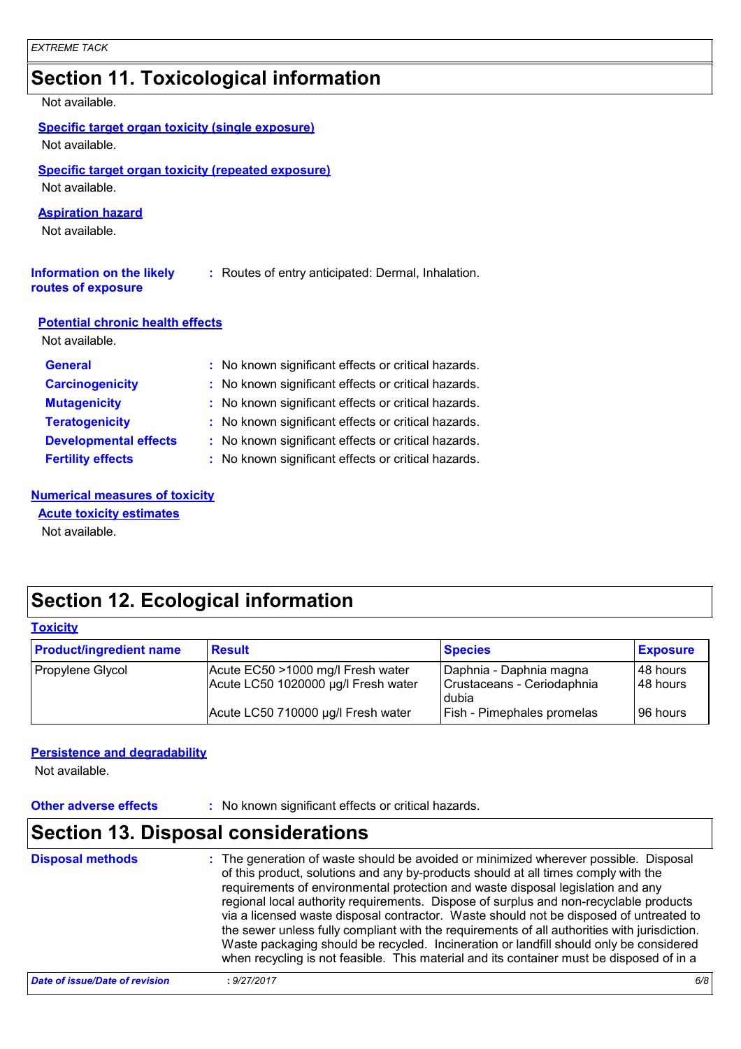## Section 11. Toxicological information

Not available.

**Specific target organ toxicity (single exposure)**

Not available.

**Specific target organ toxicity (repeated exposure)**

Not available.

**Aspiration hazard**

Not available.

**Information on the likely routes of exposure** : Routes of entry anticipated: Dermal, Inhalation.

**Potential chronic health effects**

Not available.

**General** : No known significant effects or critical hazards.
**Carcinogenicity** : No known significant effects or critical hazards.
**Mutagenicity** : No known significant effects or critical hazards.
**Teratogenicity** : No known significant effects or critical hazards.
**Developmental effects** : No known significant effects or critical hazards.
**Fertility effects** : No known significant effects or critical hazards.

**Numerical measures of toxicity**

**Acute toxicity estimates**

Not available.

## Section 12. Ecological information

**Toxicity**

| Product/ingredient name | Result | Species | Exposure |
|---|---|---|---|
| Propylene Glycol | Acute EC50 >1000 mg/l Fresh water | Daphnia - Daphnia magna | 48 hours |
| | Acute LC50 1020000 µg/l Fresh water | Crustaceans - Ceriodaphnia dubia | 48 hours |
| | Acute LC50 710000 µg/l Fresh water | Fish - Pimephales promelas | 96 hours |

**Persistence and degradability**

Not available.

**Other adverse effects** : No known significant effects or critical hazards.

## Section 13. Disposal considerations

**Disposal methods** : The generation of waste should be avoided or minimized wherever possible. Disposal of this product, solutions and any by-products should at all times comply with the requirements of environmental protection and waste disposal legislation and any regional local authority requirements. Dispose of surplus and non-recyclable products via a licensed waste disposal contractor. Waste should not be disposed of untreated to the sewer unless fully compliant with the requirements of all authorities with jurisdiction. Waste packaging should be recycled. Incineration or landfill should only be considered when recycling is not feasible. This material and its container must be disposed of in a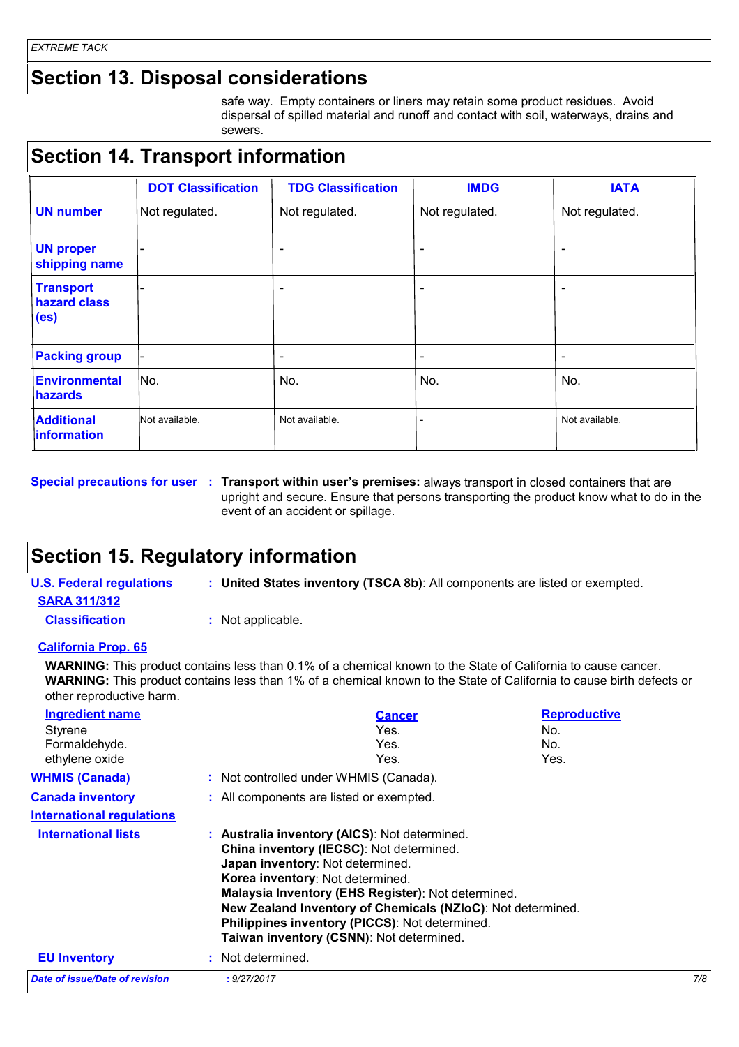## Section 13. Disposal considerations

safe way. Empty containers or liners may retain some product residues. Avoid dispersal of spilled material and runoff and contact with soil, waterways, drains and sewers.

## Section 14. Transport information

| | DOT Classification | TDG Classification | IMDG | IATA |
|---|---|---|---|---|
| **UN number** | Not regulated. | Not regulated. | Not regulated. | Not regulated. |
| **UN proper shipping name** | - | - | - | - |
| **Transport hazard class (es)** | - | - | - | - |
| **Packing group** | - | - | - | - |
| **Environmental hazards** | No. | No. | No. | No. |
| **Additional information** | Not available. | Not available. | - | Not available. |

**Special precautions for user** : **Transport within user's premises:** always transport in closed containers that are upright and secure. Ensure that persons transporting the product know what to do in the event of an accident or spillage.

## Section 15. Regulatory information

**U.S. Federal regulations** : **United States inventory (TSCA 8b)**: All components are listed or exempted.

**SARA 311/312**

**Classification** : Not applicable.

**California Prop. 65**

**WARNING:** This product contains less than 0.1% of a chemical known to the State of California to cause cancer.
**WARNING:** This product contains less than 1% of a chemical known to the State of California to cause birth defects or other reproductive harm.

| Ingredient name | Cancer | Reproductive |
|---|---|---|
| Styrene | Yes. | No. |
| Formaldehyde. | Yes. | No. |
| ethylene oxide | Yes. | Yes. |

**WHMIS (Canada)** : Not controlled under WHMIS (Canada).

**Canada inventory** : All components are listed or exempted.

**International regulations**

**International lists** :
**Australia inventory (AICS)**: Not determined.
**China inventory (IECSC)**: Not determined.
**Japan inventory**: Not determined.
**Korea inventory**: Not determined.
**Malaysia Inventory (EHS Register)**: Not determined.
**New Zealand Inventory of Chemicals (NZIoC)**: Not determined.
**Philippines inventory (PICCS)**: Not determined.
**Taiwan inventory (CSNN)**: Not determined.

**EU Inventory** : Not determined.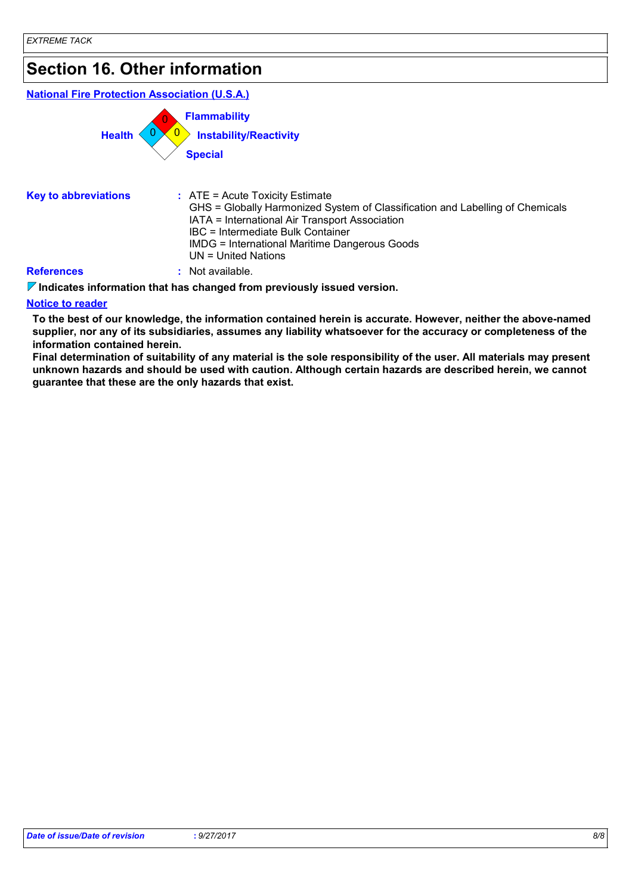# Section 16. Other information

**National Fire Protection Association (U.S.A.)**

Flammability 0

Health 0

Instability/Reactivity 0

Special

**Key to abbreviations** : ATE = Acute Toxicity Estimate
GHS = Globally Harmonized System of Classification and Labelling of Chemicals
IATA = International Air Transport Association
IBC = Intermediate Bulk Container
IMDG = International Maritime Dangerous Goods
UN = United Nations

**References** : Not available.

**Indicates information that has changed from previously issued version.**

**Notice to reader**

**To the best of our knowledge, the information contained herein is accurate. However, neither the above-named supplier, nor any of its subsidiaries, assumes any liability whatsoever for the accuracy or completeness of the information contained herein.**

**Final determination of suitability of any material is the sole responsibility of the user. All materials may present unknown hazards and should be used with caution. Although certain hazards are described herein, we cannot guarantee that these are the only hazards that exist.**